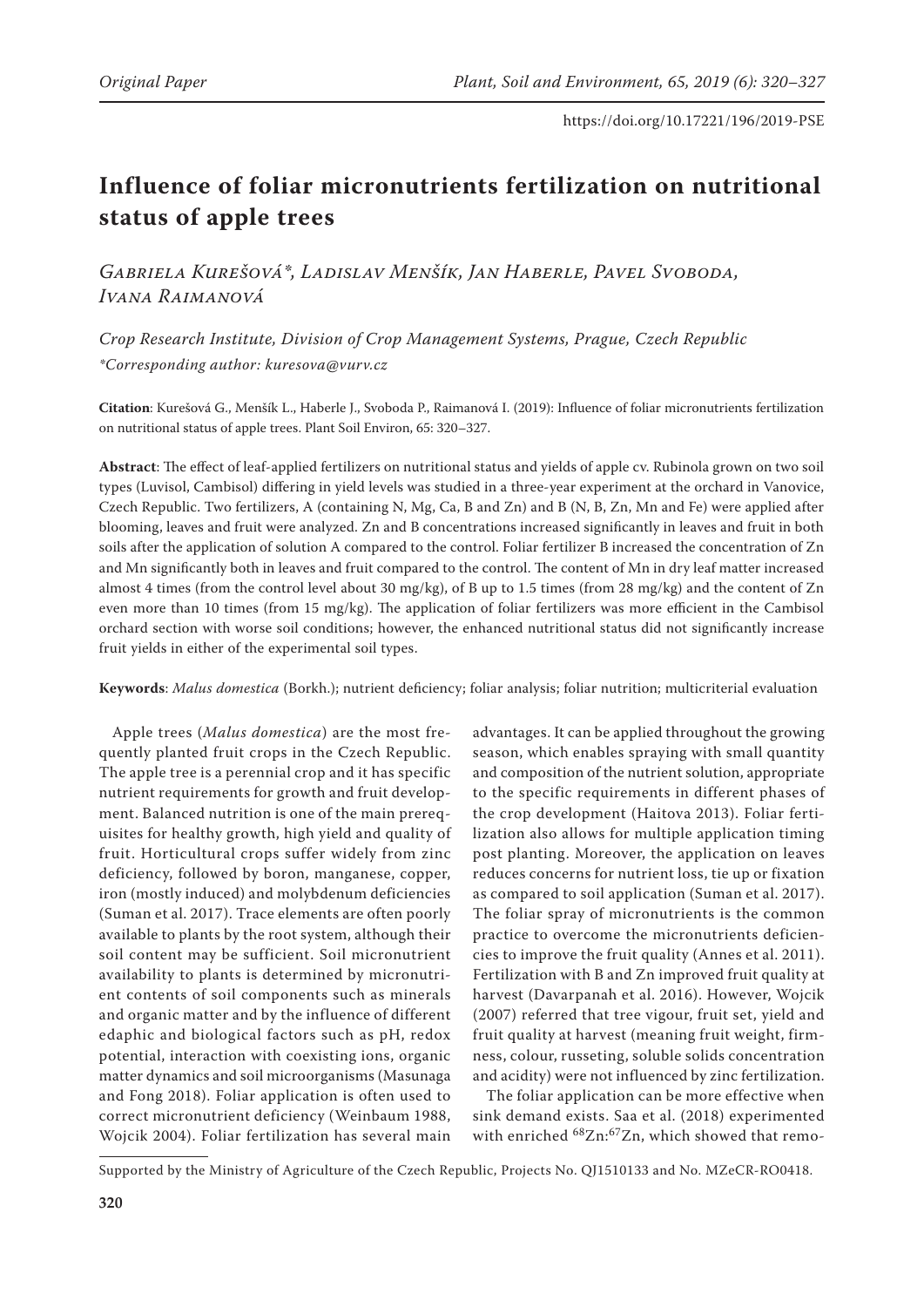# Influence of foliar micronutrients fertilization on nutritional status of apple trees

*Gabriela Kurešová\*, Ladislav Menšík, Jan Haberle, Pavel Svoboda, Ivana Raimanová*

*Crop Research Institute, Division of Crop Management Systems, Prague, Czech Republic*
*\*Corresponding author: kuresova@vurv.cz*

**Citation**: Kurešová G., Menšík L., Haberle J., Svoboda P., Raimanová I. (2019): Influence of foliar micronutrients fertilization on nutritional status of apple trees. Plant Soil Environ, 65: 320–327.

**Abstract**: The effect of leaf-applied fertilizers on nutritional status and yields of apple cv. Rubinola grown on two soil types (Luvisol, Cambisol) differing in yield levels was studied in a three-year experiment at the orchard in Vanovice, Czech Republic. Two fertilizers, A (containing N, Mg, Ca, B and Zn) and B (N, B, Zn, Mn and Fe) were applied after blooming, leaves and fruit were analyzed. Zn and B concentrations increased significantly in leaves and fruit in both soils after the application of solution A compared to the control. Foliar fertilizer B increased the concentration of Zn and Mn significantly both in leaves and fruit compared to the control. The content of Mn in dry leaf matter increased almost 4 times (from the control level about 30 mg/kg), of B up to 1.5 times (from 28 mg/kg) and the content of Zn even more than 10 times (from 15 mg/kg). The application of foliar fertilizers was more efficient in the Cambisol orchard section with worse soil conditions; however, the enhanced nutritional status did not significantly increase fruit yields in either of the experimental soil types.

**Keywords**: *Malus domestica* (Borkh.); nutrient deficiency; foliar analysis; foliar nutrition; multicriterial evaluation

Apple trees (*Malus domestica*) are the most frequently planted fruit crops in the Czech Republic. The apple tree is a perennial crop and it has specific nutrient requirements for growth and fruit development. Balanced nutrition is one of the main prerequisites for healthy growth, high yield and quality of fruit. Horticultural crops suffer widely from zinc deficiency, followed by boron, manganese, copper, iron (mostly induced) and molybdenum deficiencies (Suman et al. 2017). Trace elements are often poorly available to plants by the root system, although their soil content may be sufficient. Soil micronutrient availability to plants is determined by micronutrient contents of soil components such as minerals and organic matter and by the influence of different edaphic and biological factors such as pH, redox potential, interaction with coexisting ions, organic matter dynamics and soil microorganisms (Masunaga and Fong 2018). Foliar application is often used to correct micronutrient deficiency (Weinbaum 1988, Wojcik 2004). Foliar fertilization has several main advantages. It can be applied throughout the growing season, which enables spraying with small quantity and composition of the nutrient solution, appropriate to the specific requirements in different phases of the crop development (Haitova 2013). Foliar fertilization also allows for multiple application timing post planting. Moreover, the application on leaves reduces concerns for nutrient loss, tie up or fixation as compared to soil application (Suman et al. 2017). The foliar spray of micronutrients is the common practice to overcome the micronutrients deficiencies to improve the fruit quality (Annes et al. 2011). Fertilization with B and Zn improved fruit quality at harvest (Davarpanah et al. 2016). However, Wojcik (2007) referred that tree vigour, fruit set, yield and fruit quality at harvest (meaning fruit weight, firmness, colour, russeting, soluble solids concentration and acidity) were not influenced by zinc fertilization.

The foliar application can be more effective when sink demand exists. Saa et al. (2018) experimented with enriched $^{68}Zn$:$^{67}Zn$, which showed that remo-

Supported by the Ministry of Agriculture of the Czech Republic, Projects No. QJ1510133 and No. MZeCR-RO0418.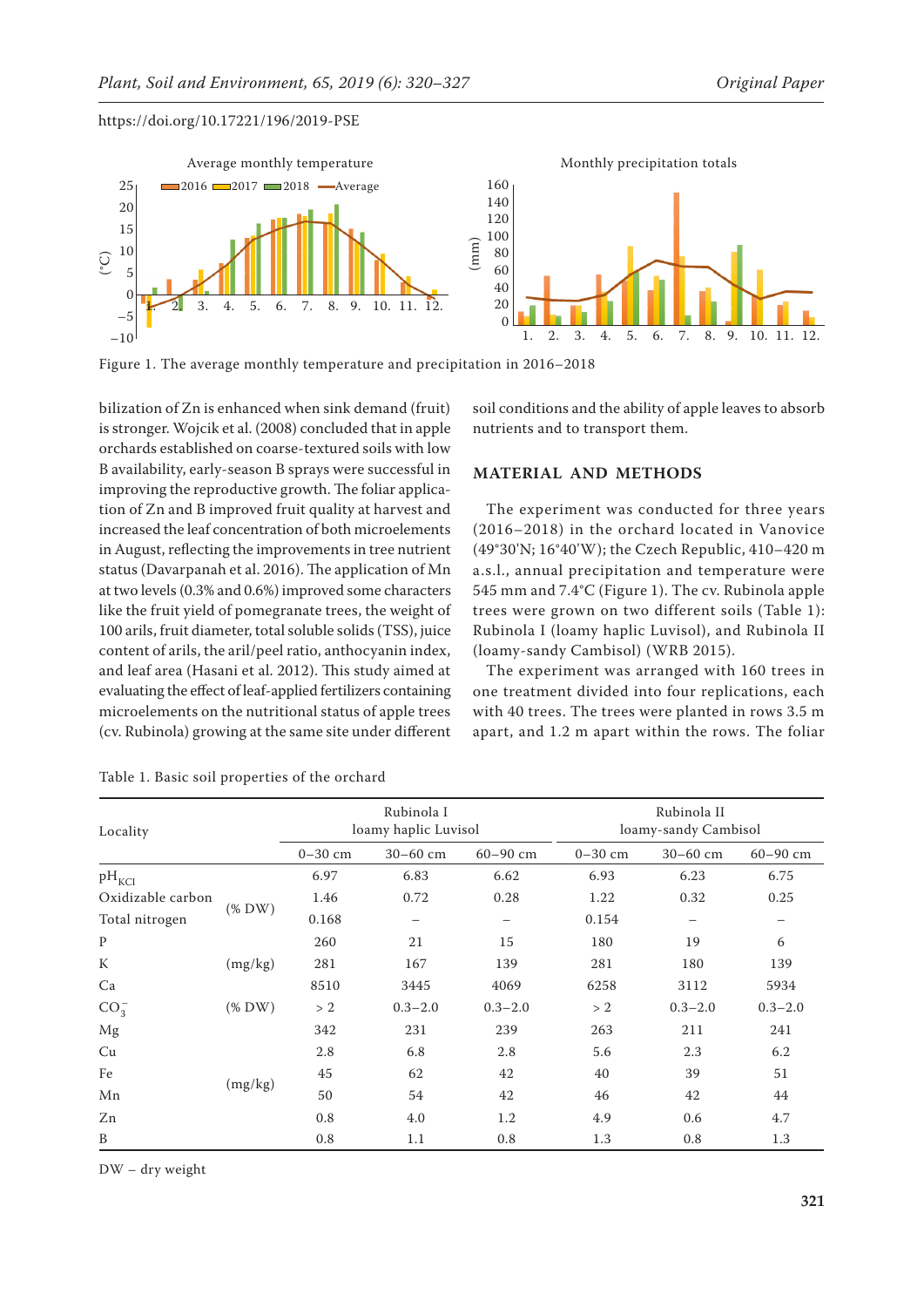Figure 1. The average monthly temperature and precipitation in 2016–2018

bilization of Zn is enhanced when sink demand (fruit) is stronger. Wojcik et al. (2008) concluded that in apple orchards established on coarse-textured soils with low B availability, early-season B sprays were successful in improving the reproductive growth. The foliar application of Zn and B improved fruit quality at harvest and increased the leaf concentration of both microelements in August, reflecting the improvements in tree nutrient status (Davarpanah et al. 2016). The application of Mn at two levels (0.3% and 0.6%) improved some characters like the fruit yield of pomegranate trees, the weight of 100 arils, fruit diameter, total soluble solids (TSS), juice content of arils, the aril/peel ratio, anthocyanin index, and leaf area (Hasani et al. 2012). This study aimed at evaluating the effect of leaf-applied fertilizers containing microelements on the nutritional status of apple trees (cv. Rubinola) growing at the same site under different soil conditions and the ability of apple leaves to absorb nutrients and to transport them.

## MATERIAL AND METHODS

The experiment was conducted for three years (2016–2018) in the orchard located in Vanovice (49°30'N; 16°40'W); the Czech Republic, 410–420 m a.s.l., annual precipitation and temperature were 545 mm and 7.4°C (Figure 1). The cv. Rubinola apple trees were grown on two different soils (Table 1): Rubinola I (loamy haplic Luvisol), and Rubinola II (loamy-sandy Cambisol) (WRB 2015).

The experiment was arranged with 160 trees in one treatment divided into four replications, each with 40 trees. The trees were planted in rows 3.5 m apart, and 1.2 m apart within the rows. The foliar

Table 1. Basic soil properties of the orchard

| Locality | | Rubinola I loamy haplic Luvisol | | | Rubinola II loamy-sandy Cambisol | | |
|---|---|---|---|---|---|---|---|
| | | 0–30 cm | 30–60 cm | 60–90 cm | 0–30 cm | 30–60 cm | 60–90 cm |
| $pH_{KCl}$ | | 6.97 | 6.83 | 6.62 | 6.93 | 6.23 | 6.75 |
| Oxidizable carbon | (% DW) | 1.46 | 0.72 | 0.28 | 1.22 | 0.32 | 0.25 |
| Total nitrogen | (% DW) | 0.168 | – | – | 0.154 | – | – |
| P | (mg/kg) | 260 | 21 | 15 | 180 | 19 | 6 |
| K | (mg/kg) | 281 | 167 | 139 | 281 | 180 | 139 |
| Ca | (mg/kg) | 8510 | 3445 | 4069 | 6258 | 3112 | 5934 |
| $CO_3^-$ | (% DW) | > 2 | 0.3–2.0 | 0.3–2.0 | > 2 | 0.3–2.0 | 0.3–2.0 |
| Mg | (mg/kg) | 342 | 231 | 239 | 263 | 211 | 241 |
| Cu | (mg/kg) | 2.8 | 6.8 | 2.8 | 5.6 | 2.3 | 6.2 |
| Fe | (mg/kg) | 45 | 62 | 42 | 40 | 39 | 51 |
| Mn | (mg/kg) | 50 | 54 | 42 | 46 | 42 | 44 |
| Zn | (mg/kg) | 0.8 | 4.0 | 1.2 | 4.9 | 0.6 | 4.7 |
| B | (mg/kg) | 0.8 | 1.1 | 0.8 | 1.3 | 0.8 | 1.3 |

DW – dry weight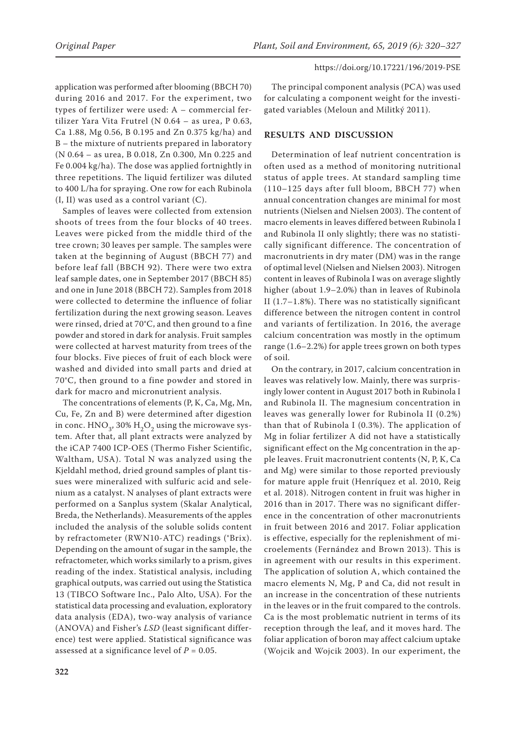application was performed after blooming (BBCH 70) during 2016 and 2017. For the experiment, two types of fertilizer were used: A – commercial fertilizer Yara Vita Frutrel (N 0.64 – as urea, P 0.63, Ca 1.88, Mg 0.56, B 0.195 and Zn 0.375 kg/ha) and B – the mixture of nutrients prepared in laboratory (N 0.64 – as urea, B 0.018, Zn 0.300, Mn 0.225 and Fe 0.004 kg/ha). The dose was applied fortnightly in three repetitions. The liquid fertilizer was diluted to 400 L/ha for spraying. One row for each Rubinola (I, II) was used as a control variant (C).

Samples of leaves were collected from extension shoots of trees from the four blocks of 40 trees. Leaves were picked from the middle third of the tree crown; 30 leaves per sample. The samples were taken at the beginning of August (BBCH 77) and before leaf fall (BBCH 92). There were two extra leaf sample dates, one in September 2017 (BBCH 85) and one in June 2018 (BBCH 72). Samples from 2018 were collected to determine the influence of foliar fertilization during the next growing season. Leaves were rinsed, dried at 70°C, and then ground to a fine powder and stored in dark for analysis. Fruit samples were collected at harvest maturity from trees of the four blocks. Five pieces of fruit of each block were washed and divided into small parts and dried at 70°C, then ground to a fine powder and stored in dark for macro and micronutrient analysis.

The concentrations of elements (P, K, Ca, Mg, Mn, Cu, Fe, Zn and B) were determined after digestion in conc. $HNO_3$, 30% $H_2O_2$ using the microwave system. After that, all plant extracts were analyzed by the iCAP 7400 ICP-OES (Thermo Fisher Scientific, Waltham, USA). Total N was analyzed using the Kjeldahl method, dried ground samples of plant tissues were mineralized with sulfuric acid and selenium as a catalyst. N analyses of plant extracts were performed on a Sanplus system (Skalar Analytical, Breda, the Netherlands). Measurements of the apples included the analysis of the soluble solids content by refractometer (RWN10-ATC) readings (°Brix). Depending on the amount of sugar in the sample, the refractometer, which works similarly to a prism, gives reading of the index. Statistical analysis, including graphical outputs, was carried out using the Statistica 13 (TIBCO Software Inc., Palo Alto, USA). For the statistical data processing and evaluation, exploratory data analysis (EDA), two-way analysis of variance (ANOVA) and Fisher's *LSD* (least significant difference) test were applied. Statistical significance was assessed at a significance level of $P = 0.05$.

The principal component analysis (PCA) was used for calculating a component weight for the investigated variables (Meloun and Militký 2011).

## RESULTS AND DISCUSSION

Determination of leaf nutrient concentration is often used as a method of monitoring nutritional status of apple trees. At standard sampling time (110–125 days after full bloom, BBCH 77) when annual concentration changes are minimal for most nutrients (Nielsen and Nielsen 2003). The content of macro elements in leaves differed between Rubinola I and Rubinola II only slightly; there was no statistically significant difference. The concentration of macronutrients in dry mater (DM) was in the range of optimal level (Nielsen and Nielsen 2003). Nitrogen content in leaves of Rubinola I was on average slightly higher (about 1.9–2.0%) than in leaves of Rubinola II (1.7–1.8%). There was no statistically significant difference between the nitrogen content in control and variants of fertilization. In 2016, the average calcium concentration was mostly in the optimum range (1.6–2.2%) for apple trees grown on both types of soil.

On the contrary, in 2017, calcium concentration in leaves was relatively low. Mainly, there was surprisingly lower content in August 2017 both in Rubinola I and Rubinola II. The magnesium concentration in leaves was generally lower for Rubinola II (0.2%) than that of Rubinola I (0.3%). The application of Mg in foliar fertilizer A did not have a statistically significant effect on the Mg concentration in the apple leaves. Fruit macronutrient contents (N, P, K, Ca and Mg) were similar to those reported previously for mature apple fruit (Henríquez et al. 2010, Reig et al. 2018). Nitrogen content in fruit was higher in 2016 than in 2017. There was no significant difference in the concentration of other macronutrients in fruit between 2016 and 2017. Foliar application is effective, especially for the replenishment of microelements (Fernández and Brown 2013). This is in agreement with our results in this experiment. The application of solution A, which contained the macro elements N, Mg, P and Ca, did not result in an increase in the concentration of these nutrients in the leaves or in the fruit compared to the controls. Ca is the most problematic nutrient in terms of its reception through the leaf, and it moves hard. The foliar application of boron may affect calcium uptake (Wojcik and Wojcik 2003). In our experiment, the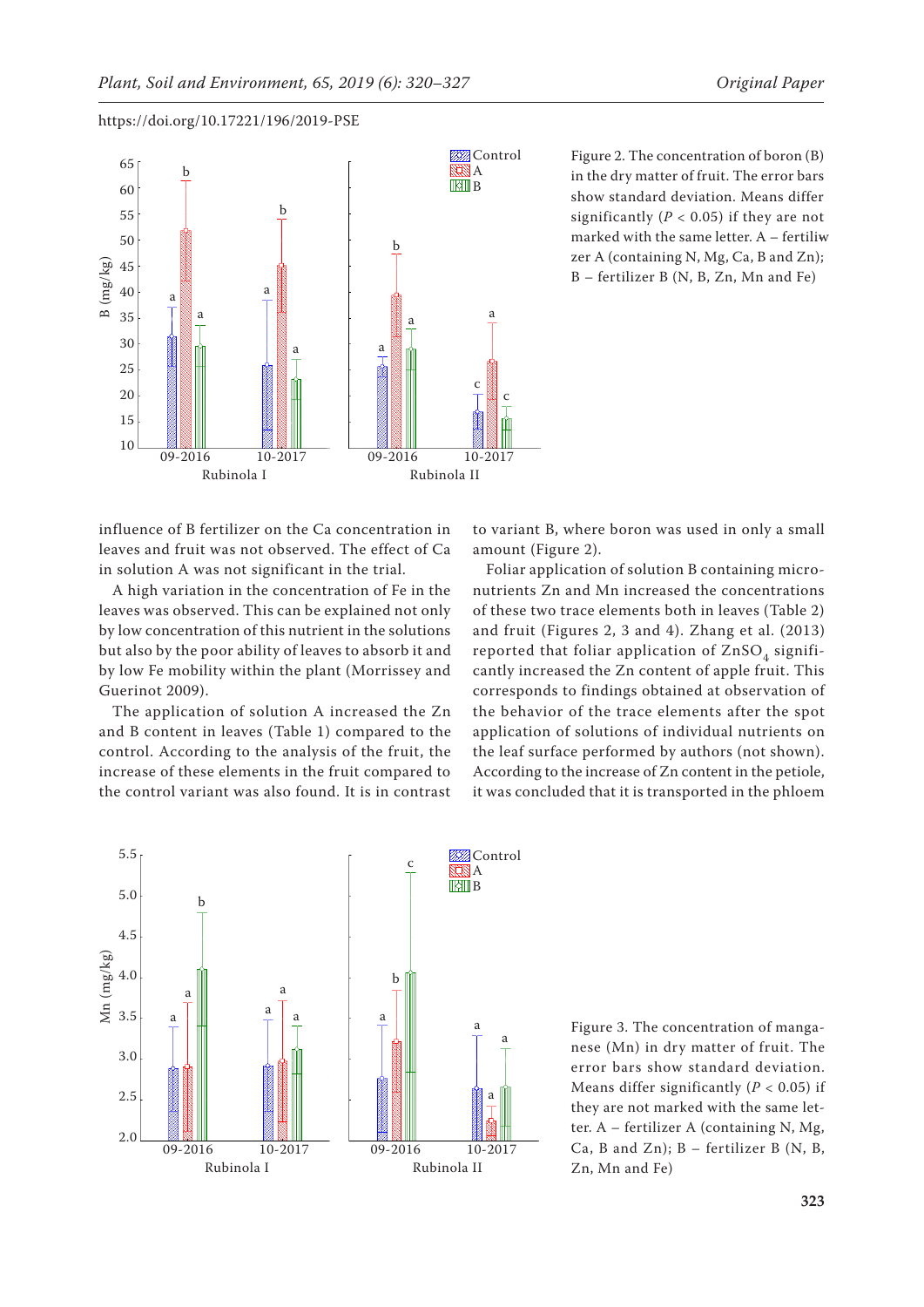Figure 2. The concentration of boron (B) in the dry matter of fruit. The error bars show standard deviation. Means differ significantly ($P < 0.05$) if they are not marked with the same letter. A – fertiliwzer A (containing N, Mg, Ca, B and Zn); B – fertilizer B (N, B, Zn, Mn and Fe)

influence of B fertilizer on the Ca concentration in leaves and fruit was not observed. The effect of Ca in solution A was not significant in the trial.

A high variation in the concentration of Fe in the leaves was observed. This can be explained not only by low concentration of this nutrient in the solutions but also by the poor ability of leaves to absorb it and by low Fe mobility within the plant (Morrissey and Guerinot 2009).

The application of solution A increased the Zn and B content in leaves (Table 1) compared to the control. According to the analysis of the fruit, the increase of these elements in the fruit compared to the control variant was also found. It is in contrast to variant B, where boron was used in only a small amount (Figure 2).

Foliar application of solution B containing micronutrients Zn and Mn increased the concentrations of these two trace elements both in leaves (Table 2) and fruit (Figures 2, 3 and 4). Zhang et al. (2013) reported that foliar application of $ZnSO_4$ significantly increased the Zn content of apple fruit. This corresponds to findings obtained at observation of the behavior of the trace elements after the spot application of solutions of individual nutrients on the leaf surface performed by authors (not shown). According to the increase of Zn content in the petiole, it was concluded that it is transported in the phloem

Figure 3. The concentration of manganese (Mn) in dry matter of fruit. The error bars show standard deviation. Means differ significantly ($P < 0.05$) if they are not marked with the same letter. A – fertilizer A (containing N, Mg, Ca, B and Zn); B – fertilizer B (N, B, Zn, Mn and Fe)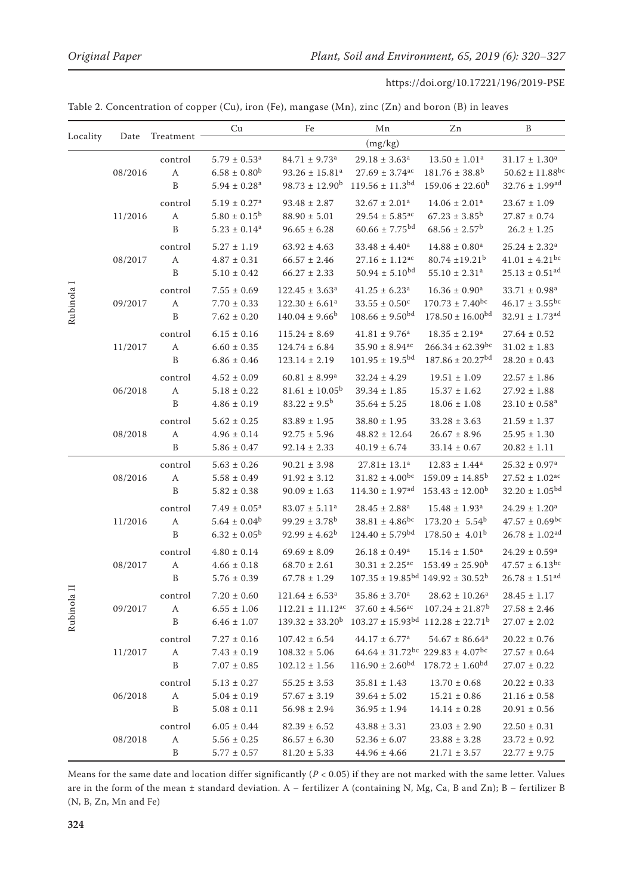Table 2. Concentration of copper (Cu), iron (Fe), mangase (Mn), zinc (Zn) and boron (B) in leaves

| Locality | Date | Treatment | Cu | Fe | Mn | Zn | B |
|---|---|---|---|---|---|---|---|
| | | | (mg/kg) | | | | |
| Rubinola I | 08/2016 | control | $5.79 \pm 0.53^{a}$ | $84.71 \pm 9.73^{a}$ | $29.18 \pm 3.63^{a}$ | $13.50 \pm 1.01^{a}$ | $31.17 \pm 1.30^{a}$ |
| | | A | $6.58 \pm 0.80^{b}$ | $93.26 \pm 15.81^{a}$ | $27.69 \pm 3.74^{ac}$ | $181.76 \pm 38.8^{b}$ | $50.62 \pm 11.88^{bc}$ |
| | | B | $5.94 \pm 0.28^{a}$ | $98.73 \pm 12.90^{b}$ | $119.56 \pm 11.3^{bd}$ | $159.06 \pm 22.60^{b}$ | $32.76 \pm 1.99^{ad}$ |
| | 11/2016 | control | $5.19 \pm 0.27^{a}$ | $93.48 \pm 2.87$ | $32.67 \pm 2.01^{a}$ | $14.06 \pm 2.01^{a}$ | $23.67 \pm 1.09$ |
| | | A | $5.80 \pm 0.15^{b}$ | $88.90 \pm 5.01$ | $29.54 \pm 5.85^{ac}$ | $67.23 \pm 3.85^{b}$ | $27.87 \pm 0.74$ |
| | | B | $5.23 \pm 0.14^{a}$ | $96.65 \pm 6.28$ | $60.66 \pm 7.75^{bd}$ | $68.56 \pm 2.57^{b}$ | $26.2 \pm 1.25$ |
| | 08/2017 | control | $5.27 \pm 1.19$ | $63.92 \pm 4.63$ | $33.48 \pm 4.40^{a}$ | $14.88 \pm 0.80^{a}$ | $25.24 \pm 2.32^{a}$ |
| | | A | $4.87 \pm 0.31$ | $66.57 \pm 2.46$ | $27.16 \pm 1.12^{ac}$ | $80.74 \pm 19.21^{b}$ | $41.01 \pm 4.21^{bc}$ |
| | | B | $5.10 \pm 0.42$ | $66.27 \pm 2.33$ | $50.94 \pm 5.10^{bd}$ | $55.10 \pm 2.31^{a}$ | $25.13 \pm 0.51^{ad}$ |
| | 09/2017 | control | $7.55 \pm 0.69$ | $122.45 \pm 3.63^{a}$ | $41.25 \pm 6.23^{a}$ | $16.36 \pm 0.90^{a}$ | $33.71 \pm 0.98^{a}$ |
| | | A | $7.70 \pm 0.33$ | $122.30 \pm 6.61^{a}$ | $33.55 \pm 0.50^{c}$ | $170.73 \pm 7.40^{bc}$ | $46.17 \pm 3.55^{bc}$ |
| | | B | $7.62 \pm 0.20$ | $140.04 \pm 9.66^{b}$ | $108.66 \pm 9.50^{bd}$ | $178.50 \pm 16.00^{bd}$ | $32.91 \pm 1.73^{ad}$ |
| | 11/2017 | control | $6.15 \pm 0.16$ | $115.24 \pm 8.69$ | $41.81 \pm 9.76^{a}$ | $18.35 \pm 2.19^{a}$ | $27.64 \pm 0.52$ |
| | | A | $6.60 \pm 0.35$ | $124.74 \pm 6.84$ | $35.90 \pm 8.94^{ac}$ | $266.34 \pm 62.39^{bc}$ | $31.02 \pm 1.83$ |
| | | B | $6.86 \pm 0.46$ | $123.14 \pm 2.19$ | $101.95 \pm 19.5^{bd}$ | $187.86 \pm 20.27^{bd}$ | $28.20 \pm 0.43$ |
| | 06/2018 | control | $4.52 \pm 0.09$ | $60.81 \pm 8.99^{a}$ | $32.24 \pm 4.29$ | $19.51 \pm 1.09$ | $22.57 \pm 1.86$ |
| | | A | $5.18 \pm 0.22$ | $81.61 \pm 10.05^{b}$ | $39.34 \pm 1.85$ | $15.37 \pm 1.62$ | $27.92 \pm 1.88$ |
| | | B | $4.86 \pm 0.19$ | $83.22 \pm 9.5^{b}$ | $35.64 \pm 5.25$ | $18.06 \pm 1.08$ | $23.10 \pm 0.58^{a}$ |
| | 08/2018 | control | $5.62 \pm 0.25$ | $83.89 \pm 1.95$ | $38.80 \pm 1.95$ | $33.28 \pm 3.63$ | $21.59 \pm 1.37$ |
| | | A | $4.96 \pm 0.14$ | $92.75 \pm 5.96$ | $48.82 \pm 12.64$ | $26.67 \pm 8.96$ | $25.95 \pm 1.30$ |
| | | B | $5.86 \pm 0.47$ | $92.14 \pm 2.33$ | $40.19 \pm 6.74$ | $33.14 \pm 0.67$ | $20.82 \pm 1.11$ |
| Rubinola II | 08/2016 | control | $5.63 \pm 0.26$ | $90.21 \pm 3.98$ | $27.81 \pm 13.1^{a}$ | $12.83 \pm 1.44^{a}$ | $25.32 \pm 0.97^{a}$ |
| | | A | $5.58 \pm 0.49$ | $91.92 \pm 3.12$ | $31.82 \pm 4.00^{bc}$ | $159.09 \pm 14.85^{b}$ | $27.52 \pm 1.02^{ac}$ |
| | | B | $5.82 \pm 0.38$ | $90.09 \pm 1.63$ | $114.30 \pm 1.97^{ad}$ | $153.43 \pm 12.00^{b}$ | $32.20 \pm 1.05^{bd}$ |
| | 11/2016 | control | $7.49 \pm 0.05^{a}$ | $83.07 \pm 5.11^{a}$ | $28.45 \pm 2.88^{a}$ | $15.48 \pm 1.93^{a}$ | $24.29 \pm 1.20^{a}$ |
| | | A | $5.64 \pm 0.04^{b}$ | $99.29 \pm 3.78^{b}$ | $38.81 \pm 4.86^{bc}$ | $173.20 \pm 5.54^{b}$ | $47.57 \pm 0.69^{bc}$ |
| | | B | $6.32 \pm 0.05^{b}$ | $92.99 \pm 4.62^{b}$ | $124.40 \pm 5.79^{bd}$ | $178.50 \pm 4.01^{b}$ | $26.78 \pm 1.02^{ad}$ |
| | 08/2017 | control | $4.80 \pm 0.14$ | $69.69 \pm 8.09$ | $26.18 \pm 0.49^{a}$ | $15.14 \pm 1.50^{a}$ | $24.29 \pm 0.59^{a}$ |
| | | A | $4.66 \pm 0.18$ | $68.70 \pm 2.61$ | $30.31 \pm 2.25^{ac}$ | $153.49 \pm 25.90^{b}$ | $47.57 \pm 6.13^{bc}$ |
| | | B | $5.76 \pm 0.39$ | $67.78 \pm 1.29$ | $107.35 \pm 19.85^{bd}$ | $149.92 \pm 30.52^{b}$ | $26.78 \pm 1.51^{ad}$ |
| | 09/2017 | control | $7.20 \pm 0.60$ | $121.64 \pm 6.53^{a}$ | $35.86 \pm 3.70^{a}$ | $28.62 \pm 10.26^{a}$ | $28.45 \pm 1.17$ |
| | | A | $6.55 \pm 1.06$ | $112.21 \pm 11.12^{ac}$ | $37.60 \pm 4.56^{ac}$ | $107.24 \pm 21.87^{b}$ | $27.58 \pm 2.46$ |
| | | B | $6.46 \pm 1.07$ | $139.32 \pm 33.20^{b}$ | $103.27 \pm 15.93^{bd}$ | $112.28 \pm 22.71^{b}$ | $27.07 \pm 2.02$ |
| | 11/2017 | control | $7.27 \pm 0.16$ | $107.42 \pm 6.54$ | $44.17 \pm 6.77^{a}$ | $54.67 \pm 86.64^{a}$ | $20.22 \pm 0.76$ |
| | | A | $7.43 \pm 0.19$ | $108.32 \pm 5.06$ | $64.64 \pm 31.72^{bc}$ | $229.83 \pm 4.07^{bc}$ | $27.57 \pm 0.64$ |
| | | B | $7.07 \pm 0.85$ | $102.12 \pm 1.56$ | $116.90 \pm 2.60^{bd}$ | $178.72 \pm 1.60^{bd}$ | $27.07 \pm 0.22$ |
| | 06/2018 | control | $5.13 \pm 0.27$ | $55.25 \pm 3.53$ | $35.81 \pm 1.43$ | $13.70 \pm 0.68$ | $20.22 \pm 0.33$ |
| | | A | $5.04 \pm 0.19$ | $57.67 \pm 3.19$ | $39.64 \pm 5.02$ | $15.21 \pm 0.86$ | $21.16 \pm 0.58$ |
| | | B | $5.08 \pm 0.11$ | $56.98 \pm 2.94$ | $36.95 \pm 1.94$ | $14.14 \pm 0.28$ | $20.91 \pm 0.56$ |
| | 08/2018 | control | $6.05 \pm 0.44$ | $82.39 \pm 6.52$ | $43.88 \pm 3.31$ | $23.03 \pm 2.90$ | $22.50 \pm 0.31$ |
| | | A | $5.56 \pm 0.25$ | $86.57 \pm 6.30$ | $52.36 \pm 6.07$ | $23.88 \pm 3.28$ | $23.72 \pm 0.92$ |
| | | B | $5.77 \pm 0.57$ | $81.20 \pm 5.33$ | $44.96 \pm 4.66$ | $21.71 \pm 3.57$ | $22.77 \pm 9.75$ |

Means for the same date and location differ significantly ($P < 0.05$) if they are not marked with the same letter. Values are in the form of the mean ± standard deviation. A – fertilizer A (containing N, Mg, Ca, B and Zn); B – fertilizer B (N, B, Zn, Mn and Fe)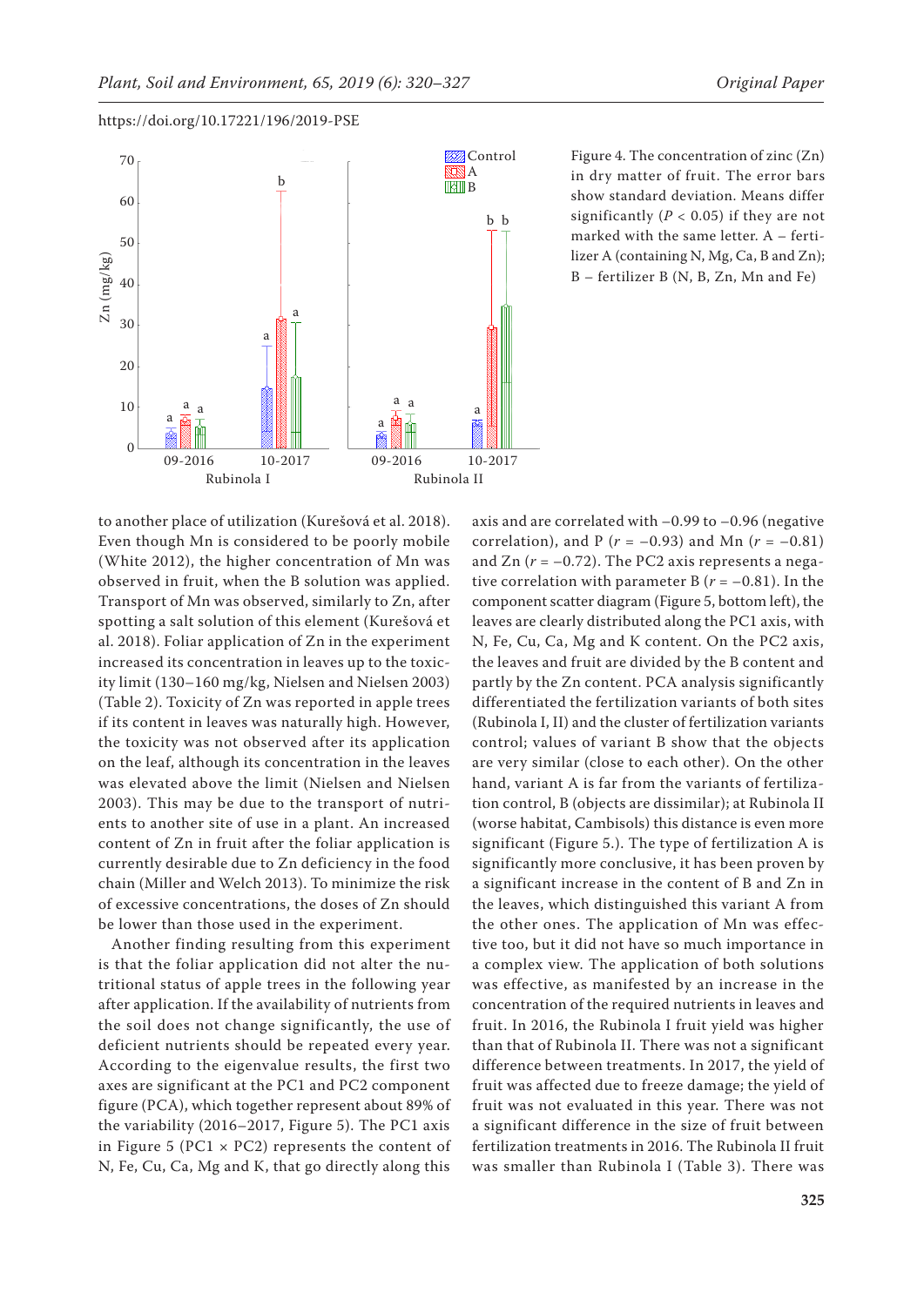Figure 4. The concentration of zinc (Zn) in dry matter of fruit. The error bars show standard deviation. Means differ significantly ($P < 0.05$) if they are not marked with the same letter. A – fertilizer A (containing N, Mg, Ca, B and Zn); B – fertilizer B (N, B, Zn, Mn and Fe)

to another place of utilization (Kurešová et al. 2018). Even though Mn is considered to be poorly mobile (White 2012), the higher concentration of Mn was observed in fruit, when the B solution was applied. Transport of Mn was observed, similarly to Zn, after spotting a salt solution of this element (Kurešová et al. 2018). Foliar application of Zn in the experiment increased its concentration in leaves up to the toxicity limit (130–160 mg/kg, Nielsen and Nielsen 2003) (Table 2). Toxicity of Zn was reported in apple trees if its content in leaves was naturally high. However, the toxicity was not observed after its application on the leaf, although its concentration in the leaves was elevated above the limit (Nielsen and Nielsen 2003). This may be due to the transport of nutrients to another site of use in a plant. An increased content of Zn in fruit after the foliar application is currently desirable due to Zn deficiency in the food chain (Miller and Welch 2013). To minimize the risk of excessive concentrations, the doses of Zn should be lower than those used in the experiment.

Another finding resulting from this experiment is that the foliar application did not alter the nutritional status of apple trees in the following year after application. If the availability of nutrients from the soil does not change significantly, the use of deficient nutrients should be repeated every year. According to the eigenvalue results, the first two axes are significant at the PC1 and PC2 component figure (PCA), which together represent about 89% of the variability (2016–2017, Figure 5). The PC1 axis in Figure 5 (PC1 × PC2) represents the content of N, Fe, Cu, Ca, Mg and K, that go directly along this axis and are correlated with –0.99 to –0.96 (negative correlation), and P ($r = -0.93$) and Mn ($r = -0.81$) and Zn ($r = -0.72$). The PC2 axis represents a negative correlation with parameter B ($r = -0.81$). In the component scatter diagram (Figure 5, bottom left), the leaves are clearly distributed along the PC1 axis, with N, Fe, Cu, Ca, Mg and K content. On the PC2 axis, the leaves and fruit are divided by the B content and partly by the Zn content. PCA analysis significantly differentiated the fertilization variants of both sites (Rubinola I, II) and the cluster of fertilization variants control; values of variant B show that the objects are very similar (close to each other). On the other hand, variant A is far from the variants of fertilization control, B (objects are dissimilar); at Rubinola II (worse habitat, Cambisols) this distance is even more significant (Figure 5.). The type of fertilization A is significantly more conclusive, it has been proven by a significant increase in the content of B and Zn in the leaves, which distinguished this variant A from the other ones. The application of Mn was effective too, but it did not have so much importance in a complex view. The application of both solutions was effective, as manifested by an increase in the concentration of the required nutrients in leaves and fruit. In 2016, the Rubinola I fruit yield was higher than that of Rubinola II. There was not a significant difference between treatments. In 2017, the yield of fruit was affected due to freeze damage; the yield of fruit was not evaluated in this year. There was not a significant difference in the size of fruit between fertilization treatments in 2016. The Rubinola II fruit was smaller than Rubinola I (Table 3). There was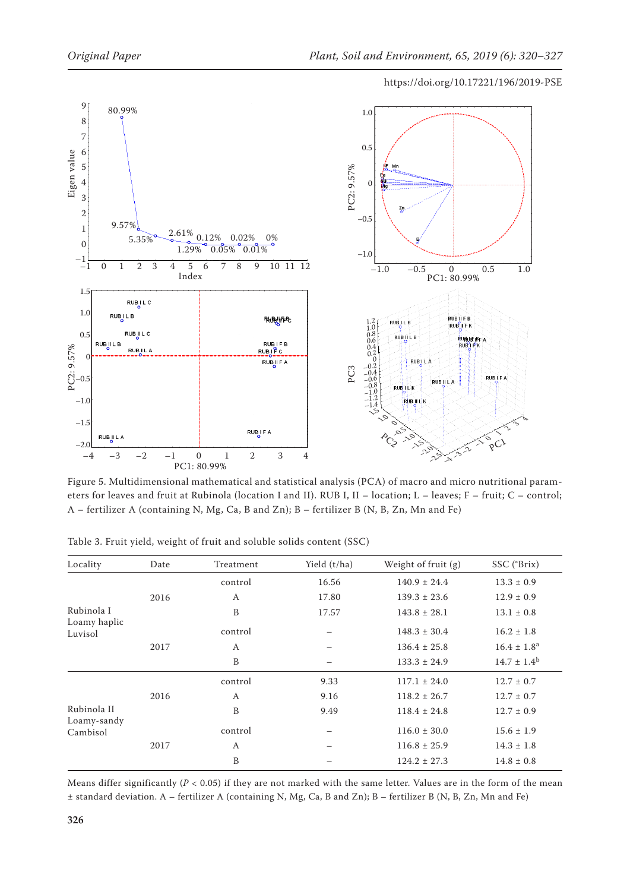Figure 5. Multidimensional mathematical and statistical analysis (PCA) of macro and micro nutritional parameters for leaves and fruit at Rubinola (location I and II). RUB I, II – location; L – leaves; F – fruit; C – control; A – fertilizer A (containing N, Mg, Ca, B and Zn); B – fertilizer B (N, B, Zn, Mn and Fe)

Table 3. Fruit yield, weight of fruit and soluble solids content (SSC)

| Locality | Date | Treatment | Yield (t/ha) | Weight of fruit (g) | SSC (°Brix) |
|---|---|---|---|---|---|
| Rubinola I Loamy haplic Luvisol | 2016 | control | 16.56 | 140.9 ± 24.4 | 13.3 ± 0.9 |
| | | A | 17.80 | 139.3 ± 23.6 | 12.9 ± 0.9 |
| | | B | 17.57 | 143.8 ± 28.1 | 13.1 ± 0.8 |
| | 2017 | control | – | 148.3 ± 30.4 | 16.2 ± 1.8 |
| | | A | – | 136.4 ± 25.8 | 16.4 ± 1.8[a] |
| | | B | – | 133.3 ± 24.9 | 14.7 ± 1.4[b] |
| Rubinola II Loamy-sandy Cambisol | 2016 | control | 9.33 | 117.1 ± 24.0 | 12.7 ± 0.7 |
| | | A | 9.16 | 118.2 ± 26.7 | 12.7 ± 0.7 |
| | | B | 9.49 | 118.4 ± 24.8 | 12.7 ± 0.9 |
| | 2017 | control | – | 116.0 ± 30.0 | 15.6 ± 1.9 |
| | | A | – | 116.8 ± 25.9 | 14.3 ± 1.8 |
| | | B | – | 124.2 ± 27.3 | 14.8 ± 0.8 |

Means differ significantly ($P < 0.05$) if they are not marked with the same letter. Values are in the form of the mean ± standard deviation. A – fertilizer A (containing N, Mg, Ca, B and Zn); B – fertilizer B (N, B, Zn, Mn and Fe)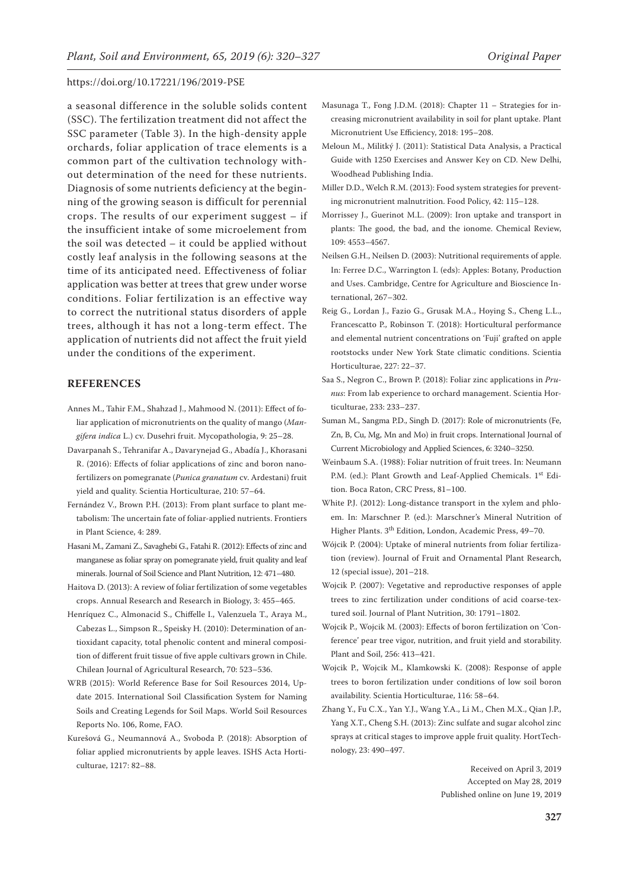a seasonal difference in the soluble solids content (SSC). The fertilization treatment did not affect the SSC parameter (Table 3). In the high-density apple orchards, foliar application of trace elements is a common part of the cultivation technology without determination of the need for these nutrients. Diagnosis of some nutrients deficiency at the beginning of the growing season is difficult for perennial crops. The results of our experiment suggest – if the insufficient intake of some microelement from the soil was detected – it could be applied without costly leaf analysis in the following seasons at the time of its anticipated need. Effectiveness of foliar application was better at trees that grew under worse conditions. Foliar fertilization is an effective way to correct the nutritional status disorders of apple trees, although it has not a long-term effect. The application of nutrients did not affect the fruit yield under the conditions of the experiment.

## REFERENCES

Annes M., Tahir F.M., Shahzad J., Mahmood N. (2011): Effect of foliar application of micronutrients on the quality of mango (*Mangifera indica* L.) cv. Dusehri fruit. Mycopathologia, 9: 25–28.

Davarpanah S., Tehranifar A., Davarynejad G., Abadía J., Khorasani R. (2016): Effects of foliar applications of zinc and boron nano-fertilizers on pomegranate (*Punica granatum* cv. Ardestani) fruit yield and quality. Scientia Horticulturae, 210: 57–64.

Fernández V., Brown P.H. (2013): From plant surface to plant metabolism: The uncertain fate of foliar-applied nutrients. Frontiers in Plant Science, 4: 289.

Hasani M., Zamani Z., Savaghebi G., Fatahi R. (2012): Effects of zinc and manganese as foliar spray on pomegranate yield, fruit quality and leaf minerals. Journal of Soil Science and Plant Nutrition, 12: 471–480.

Haitova D. (2013): A review of foliar fertilization of some vegetables crops. Annual Research and Research in Biology, 3: 455–465.

Henríquez C., Almonacid S., Chiffelle I., Valenzuela T., Araya M., Cabezas L., Simpson R., Speisky H. (2010): Determination of antioxidant capacity, total phenolic content and mineral composition of different fruit tissue of five apple cultivars grown in Chile. Chilean Journal of Agricultural Research, 70: 523–536.

WRB (2015): World Reference Base for Soil Resources 2014, Update 2015. International Soil Classification System for Naming Soils and Creating Legends for Soil Maps. World Soil Resources Reports No. 106, Rome, FAO.

Kurešová G., Neumannová A., Svoboda P. (2018): Absorption of foliar applied micronutrients by apple leaves. ISHS Acta Horticulturae, 1217: 82–88.

Masunaga T., Fong J.D.M. (2018): Chapter 11 – Strategies for increasing micronutrient availability in soil for plant uptake. Plant Micronutrient Use Efficiency, 2018: 195–208.

Meloun M., Militký J. (2011): Statistical Data Analysis, a Practical Guide with 1250 Exercises and Answer Key on CD. New Delhi, Woodhead Publishing India.

Miller D.D., Welch R.M. (2013): Food system strategies for preventing micronutrient malnutrition. Food Policy, 42: 115–128.

Morrissey J., Guerinot M.L. (2009): Iron uptake and transport in plants: The good, the bad, and the ionome. Chemical Review, 109: 4553–4567.

Neilsen G.H., Neilsen D. (2003): Nutritional requirements of apple. In: Ferree D.C., Warrington I. (eds): Apples: Botany, Production and Uses. Cambridge, Centre for Agriculture and Bioscience International, 267–302.

Reig G., Lordan J., Fazio G., Grusak M.A., Hoying S., Cheng L.L., Francescatto P., Robinson T. (2018): Horticultural performance and elemental nutrient concentrations on 'Fuji' grafted on apple rootstocks under New York State climatic conditions. Scientia Horticulturae, 227: 22–37.

Saa S., Negron C., Brown P. (2018): Foliar zinc applications in *Prunus*: From lab experience to orchard management. Scientia Horticulturae, 233: 233–237.

Suman M., Sangma P.D., Singh D. (2017): Role of micronutrients (Fe, Zn, B, Cu, Mg, Mn and Mo) in fruit crops. International Journal of Current Microbiology and Applied Sciences, 6: 3240–3250.

Weinbaum S.A. (1988): Foliar nutrition of fruit trees. In: Neumann P.M. (ed.): Plant Growth and Leaf-Applied Chemicals. 1st Edition. Boca Raton, CRC Press, 81–100.

White P.J. (2012): Long-distance transport in the xylem and phloem. In: Marschner P. (ed.): Marschner's Mineral Nutrition of Higher Plants. 3th Edition, London, Academic Press, 49–70.

Wójcik P. (2004): Uptake of mineral nutrients from foliar fertilization (review). Journal of Fruit and Ornamental Plant Research, 12 (special issue), 201–218.

Wojcik P. (2007): Vegetative and reproductive responses of apple trees to zinc fertilization under conditions of acid coarse-textured soil. Journal of Plant Nutrition, 30: 1791–1802.

Wojcik P., Wojcik M. (2003): Effects of boron fertilization on 'Conference' pear tree vigor, nutrition, and fruit yield and storability. Plant and Soil, 256: 413–421.

Wojcik P., Wojcik M., Klamkowski K. (2008): Response of apple trees to boron fertilization under conditions of low soil boron availability. Scientia Horticulturae, 116: 58–64.

Zhang Y., Fu C.X., Yan Y.J., Wang Y.A., Li M., Chen M.X., Qian J.P., Yang X.T., Cheng S.H. (2013): Zinc sulfate and sugar alcohol zinc sprays at critical stages to improve apple fruit quality. HortTechnology, 23: 490–497.

Received on April 3, 2019
Accepted on May 28, 2019
Published online on June 19, 2019